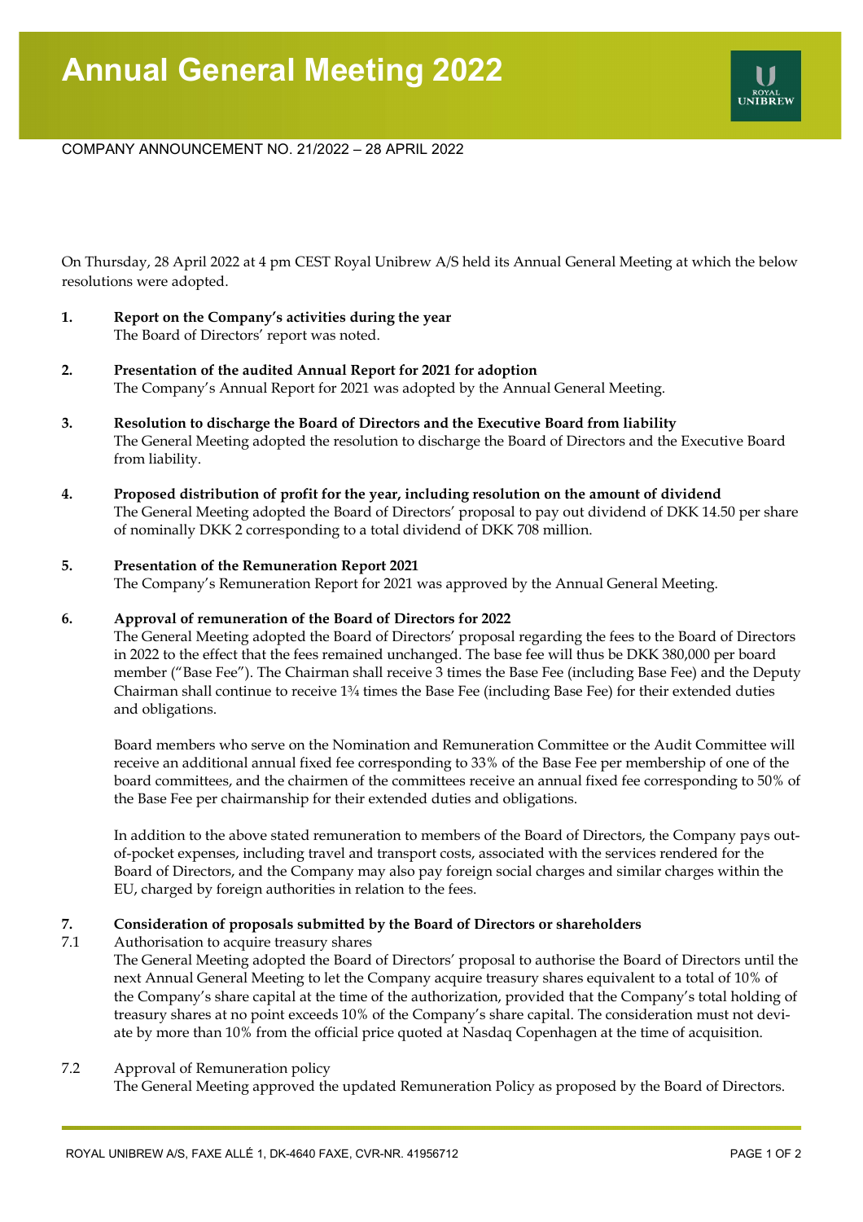# Annual General Meeting 2022

COMPANY ANNOUNCEMENT NO. 21/2022 – 28 APRIL 2022

On Thursday, 28 April 2022 at 4 pm CEST Royal Unibrew A/S held its Annual General Meeting at which the below resolutions were adopted.

**1. Report on the Company's activities during the year**
The Board of Directors' report was noted.

**2. Presentation of the audited Annual Report for 2021 for adoption**
The Company's Annual Report for 2021 was adopted by the Annual General Meeting.

**3. Resolution to discharge the Board of Directors and the Executive Board from liability**
The General Meeting adopted the resolution to discharge the Board of Directors and the Executive Board from liability.

**4. Proposed distribution of profit for the year, including resolution on the amount of dividend**
The General Meeting adopted the Board of Directors' proposal to pay out dividend of DKK 14.50 per share of nominally DKK 2 corresponding to a total dividend of DKK 708 million.

**5. Presentation of the Remuneration Report 2021**
The Company's Remuneration Report for 2021 was approved by the Annual General Meeting.

**6. Approval of remuneration of the Board of Directors for 2022**
The General Meeting adopted the Board of Directors' proposal regarding the fees to the Board of Directors in 2022 to the effect that the fees remained unchanged. The base fee will thus be DKK 380,000 per board member ("Base Fee"). The Chairman shall receive 3 times the Base Fee (including Base Fee) and the Deputy Chairman shall continue to receive 1¾ times the Base Fee (including Base Fee) for their extended duties and obligations.

Board members who serve on the Nomination and Remuneration Committee or the Audit Committee will receive an additional annual fixed fee corresponding to 33% of the Base Fee per membership of one of the board committees, and the chairmen of the committees receive an annual fixed fee corresponding to 50% of the Base Fee per chairmanship for their extended duties and obligations.

In addition to the above stated remuneration to members of the Board of Directors, the Company pays out-of-pocket expenses, including travel and transport costs, associated with the services rendered for the Board of Directors, and the Company may also pay foreign social charges and similar charges within the EU, charged by foreign authorities in relation to the fees.

**7. Consideration of proposals submitted by the Board of Directors or shareholders**

7.1 Authorisation to acquire treasury shares
The General Meeting adopted the Board of Directors' proposal to authorise the Board of Directors until the next Annual General Meeting to let the Company acquire treasury shares equivalent to a total of 10% of the Company's share capital at the time of the authorization, provided that the Company's total holding of treasury shares at no point exceeds 10% of the Company's share capital. The consideration must not deviate by more than 10% from the official price quoted at Nasdaq Copenhagen at the time of acquisition.

7.2 Approval of Remuneration policy
The General Meeting approved the updated Remuneration Policy as proposed by the Board of Directors.

ROYAL UNIBREW A/S, FAXE ALLÉ 1, DK-4640 FAXE, CVR-NR. 41956712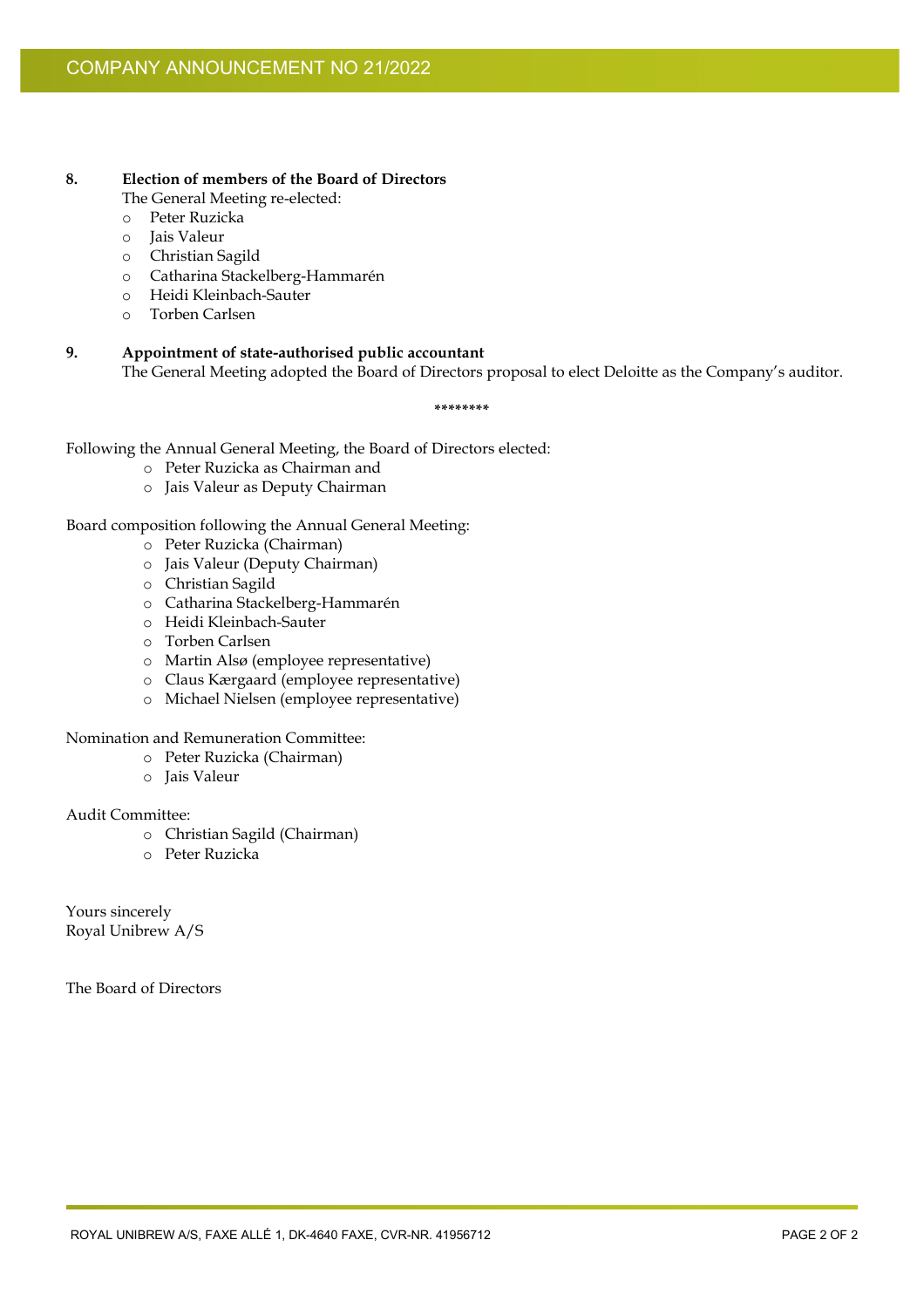**8. Election of members of the Board of Directors**

The General Meeting re-elected:

- Peter Ruzicka
- Jais Valeur
- Christian Sagild
- Catharina Stackelberg-Hammarén
- Heidi Kleinbach-Sauter
- Torben Carlsen

**9. Appointment of state-authorised public accountant**

The General Meeting adopted the Board of Directors proposal to elect Deloitte as the Company's auditor.

********

Following the Annual General Meeting, the Board of Directors elected:

- Peter Ruzicka as Chairman and
- Jais Valeur as Deputy Chairman

Board composition following the Annual General Meeting:

- Peter Ruzicka (Chairman)
- Jais Valeur (Deputy Chairman)
- Christian Sagild
- Catharina Stackelberg-Hammarén
- Heidi Kleinbach-Sauter
- Torben Carlsen
- Martin Alsø (employee representative)
- Claus Kærgaard (employee representative)
- Michael Nielsen (employee representative)

Nomination and Remuneration Committee:

- Peter Ruzicka (Chairman)
- Jais Valeur

Audit Committee:

- Christian Sagild (Chairman)
- Peter Ruzicka

Yours sincerely
Royal Unibrew A/S

The Board of Directors